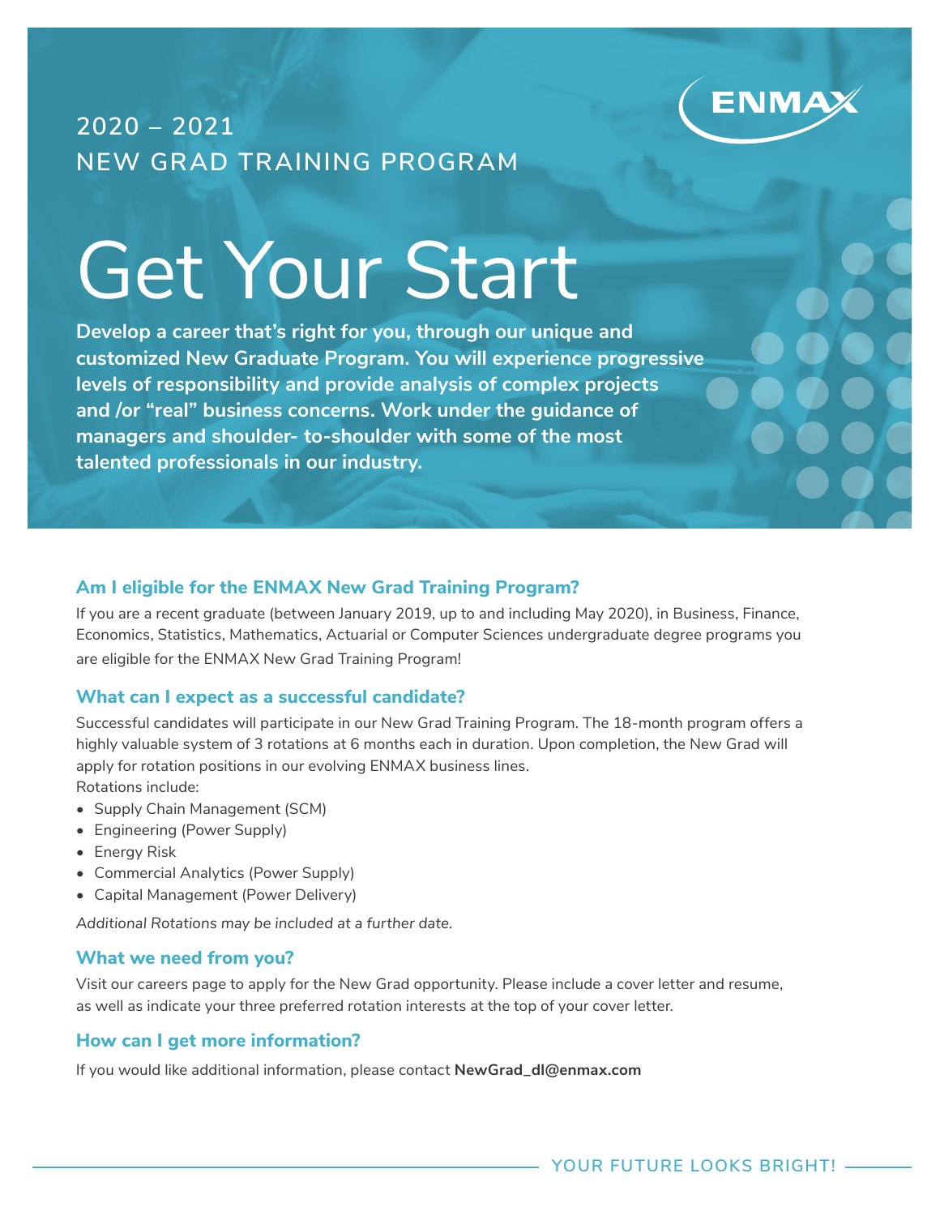ENMAX

2020 – 2021
NEW GRAD TRAINING PROGRAM

# Get Your Start

**Develop a career that's right for you, through our unique and customized New Graduate Program. You will experience progressive levels of responsibility and provide analysis of complex projects and /or "real" business concerns. Work under the guidance of managers and shoulder- to-shoulder with some of the most talented professionals in our industry.**

### Am I eligible for the ENMAX New Grad Training Program?

If you are a recent graduate (between January 2019, up to and including May 2020), in Business, Finance, Economics, Statistics, Mathematics, Actuarial or Computer Sciences undergraduate degree programs you are eligible for the ENMAX New Grad Training Program!

### What can I expect as a successful candidate?

Successful candidates will participate in our New Grad Training Program. The 18-month program offers a highly valuable system of 3 rotations at 6 months each in duration. Upon completion, the New Grad will apply for rotation positions in our evolving ENMAX business lines.
Rotations include:

- Supply Chain Management (SCM)
- Engineering (Power Supply)
- Energy Risk
- Commercial Analytics (Power Supply)
- Capital Management (Power Delivery)

*Additional Rotations may be included at a further date.*

### What we need from you?

Visit our careers page to apply for the New Grad opportunity. Please include a cover letter and resume, as well as indicate your three preferred rotation interests at the top of your cover letter.

### How can I get more information?

If you would like additional information, please contact **NewGrad_dl@enmax.com**

YOUR FUTURE LOOKS BRIGHT!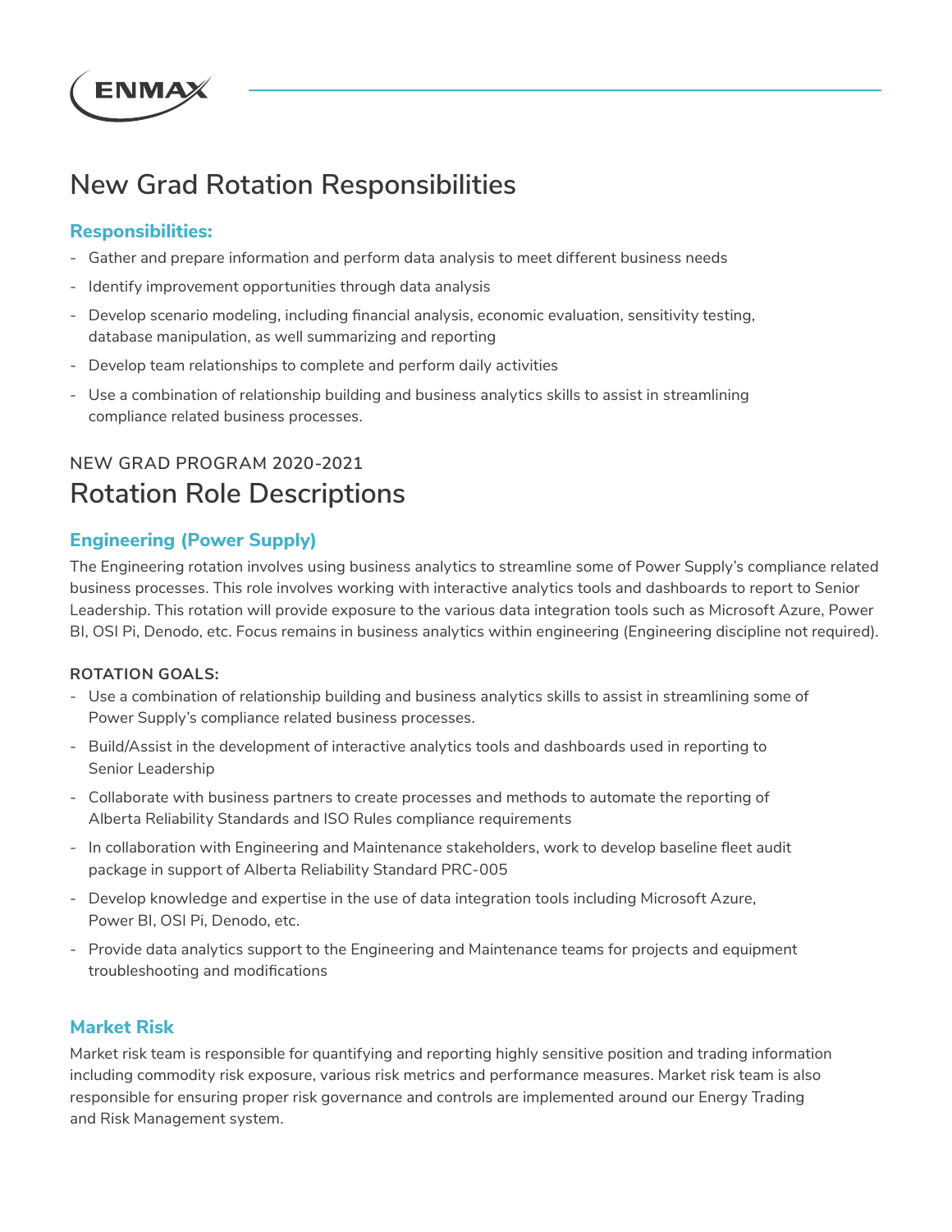# New Grad Rotation Responsibilities

### Responsibilities:

- Gather and prepare information and perform data analysis to meet different business needs
- Identify improvement opportunities through data analysis
- Develop scenario modeling, including financial analysis, economic evaluation, sensitivity testing, database manipulation, as well summarizing and reporting
- Develop team relationships to complete and perform daily activities
- Use a combination of relationship building and business analytics skills to assist in streamlining compliance related business processes.

NEW GRAD PROGRAM 2020-2021

# Rotation Role Descriptions

## Engineering (Power Supply)

The Engineering rotation involves using business analytics to streamline some of Power Supply's compliance related business processes. This role involves working with interactive analytics tools and dashboards to report to Senior Leadership. This rotation will provide exposure to the various data integration tools such as Microsoft Azure, Power BI, OSI Pi, Denodo, etc. Focus remains in business analytics within engineering (Engineering discipline not required).

**ROTATION GOALS:**

- Use a combination of relationship building and business analytics skills to assist in streamlining some of Power Supply's compliance related business processes.
- Build/Assist in the development of interactive analytics tools and dashboards used in reporting to Senior Leadership
- Collaborate with business partners to create processes and methods to automate the reporting of Alberta Reliability Standards and ISO Rules compliance requirements
- In collaboration with Engineering and Maintenance stakeholders, work to develop baseline fleet audit package in support of Alberta Reliability Standard PRC-005
- Develop knowledge and expertise in the use of data integration tools including Microsoft Azure, Power BI, OSI Pi, Denodo, etc.
- Provide data analytics support to the Engineering and Maintenance teams for projects and equipment troubleshooting and modifications

## Market Risk

Market risk team is responsible for quantifying and reporting highly sensitive position and trading information including commodity risk exposure, various risk metrics and performance measures. Market risk team is also responsible for ensuring proper risk governance and controls are implemented around our Energy Trading and Risk Management system.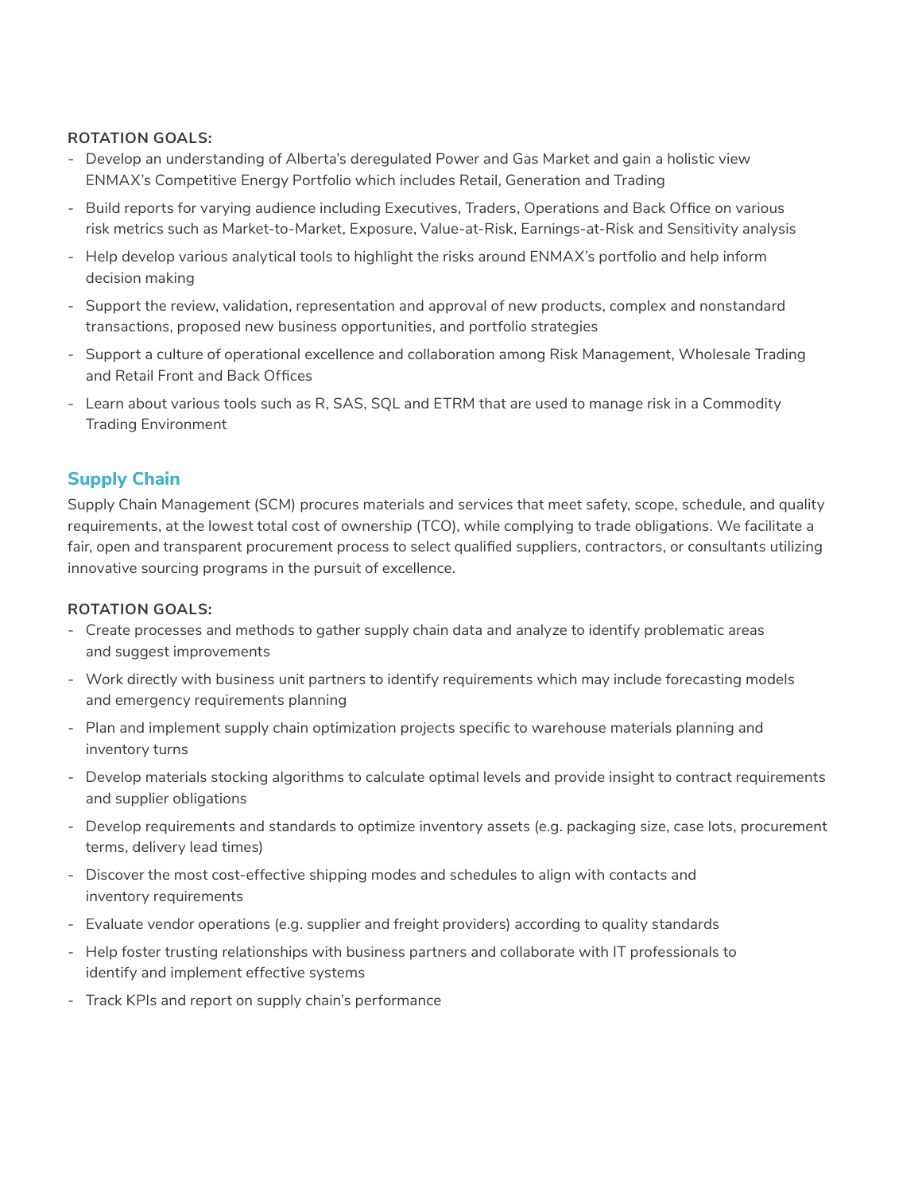**ROTATION GOALS:**

- Develop an understanding of Alberta's deregulated Power and Gas Market and gain a holistic view ENMAX's Competitive Energy Portfolio which includes Retail, Generation and Trading
- Build reports for varying audience including Executives, Traders, Operations and Back Office on various risk metrics such as Market-to-Market, Exposure, Value-at-Risk, Earnings-at-Risk and Sensitivity analysis
- Help develop various analytical tools to highlight the risks around ENMAX's portfolio and help inform decision making
- Support the review, validation, representation and approval of new products, complex and nonstandard transactions, proposed new business opportunities, and portfolio strategies
- Support a culture of operational excellence and collaboration among Risk Management, Wholesale Trading and Retail Front and Back Offices
- Learn about various tools such as R, SAS, SQL and ETRM that are used to manage risk in a Commodity Trading Environment

## Supply Chain

Supply Chain Management (SCM) procures materials and services that meet safety, scope, schedule, and quality requirements, at the lowest total cost of ownership (TCO), while complying to trade obligations. We facilitate a fair, open and transparent procurement process to select qualified suppliers, contractors, or consultants utilizing innovative sourcing programs in the pursuit of excellence.

**ROTATION GOALS:**

- Create processes and methods to gather supply chain data and analyze to identify problematic areas and suggest improvements
- Work directly with business unit partners to identify requirements which may include forecasting models and emergency requirements planning
- Plan and implement supply chain optimization projects specific to warehouse materials planning and inventory turns
- Develop materials stocking algorithms to calculate optimal levels and provide insight to contract requirements and supplier obligations
- Develop requirements and standards to optimize inventory assets (e.g. packaging size, case lots, procurement terms, delivery lead times)
- Discover the most cost-effective shipping modes and schedules to align with contacts and inventory requirements
- Evaluate vendor operations (e.g. supplier and freight providers) according to quality standards
- Help foster trusting relationships with business partners and collaborate with IT professionals to identify and implement effective systems
- Track KPIs and report on supply chain's performance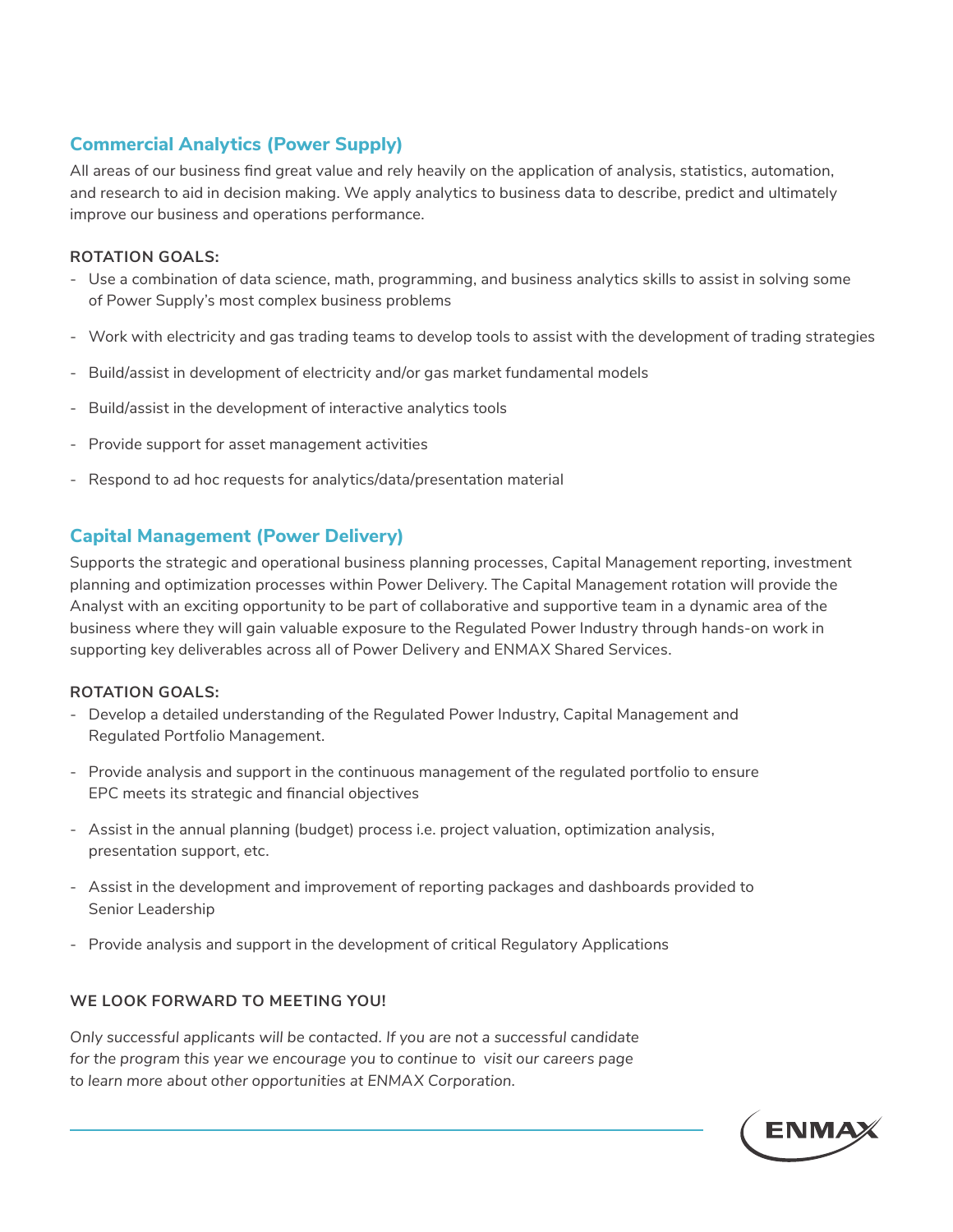## Commercial Analytics (Power Supply)

All areas of our business find great value and rely heavily on the application of analysis, statistics, automation, and research to aid in decision making. We apply analytics to business data to describe, predict and ultimately improve our business and operations performance.

**ROTATION GOALS:**

- Use a combination of data science, math, programming, and business analytics skills to assist in solving some of Power Supply's most complex business problems
- Work with electricity and gas trading teams to develop tools to assist with the development of trading strategies
- Build/assist in development of electricity and/or gas market fundamental models
- Build/assist in the development of interactive analytics tools
- Provide support for asset management activities
- Respond to ad hoc requests for analytics/data/presentation material

## Capital Management (Power Delivery)

Supports the strategic and operational business planning processes, Capital Management reporting, investment planning and optimization processes within Power Delivery. The Capital Management rotation will provide the Analyst with an exciting opportunity to be part of collaborative and supportive team in a dynamic area of the business where they will gain valuable exposure to the Regulated Power Industry through hands-on work in supporting key deliverables across all of Power Delivery and ENMAX Shared Services.

**ROTATION GOALS:**

- Develop a detailed understanding of the Regulated Power Industry, Capital Management and Regulated Portfolio Management.
- Provide analysis and support in the continuous management of the regulated portfolio to ensure EPC meets its strategic and financial objectives
- Assist in the annual planning (budget) process i.e. project valuation, optimization analysis, presentation support, etc.
- Assist in the development and improvement of reporting packages and dashboards provided to Senior Leadership
- Provide analysis and support in the development of critical Regulatory Applications

**WE LOOK FORWARD TO MEETING YOU!**

*Only successful applicants will be contacted. If you are not a successful candidate for the program this year we encourage you to continue to visit our careers page to learn more about other opportunities at ENMAX Corporation.*

ENMAX